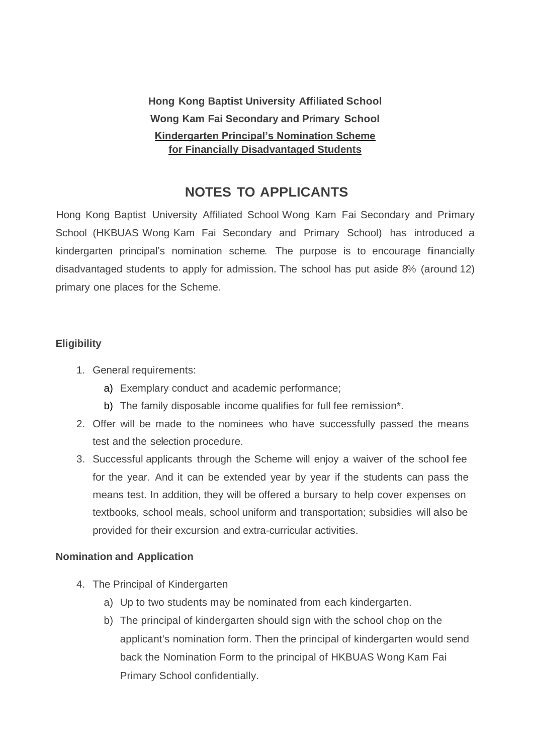**Hong Kong Baptist University Affiliated School**
**Wong Kam Fai Secondary and Primary School**
**Kindergarten Principal's Nomination Scheme**
**for Financially Disadvantaged Students**

# NOTES TO APPLICANTS

Hong Kong Baptist University Affiliated School Wong Kam Fai Secondary and Primary School (HKBUAS Wong Kam Fai Secondary and Primary School) has introduced a kindergarten principal's nomination scheme. The purpose is to encourage financially disadvantaged students to apply for admission. The school has put aside 8% (around 12) primary one places for the Scheme.

**Eligibility**

1. General requirements:
   a) Exemplary conduct and academic performance;
   b) The family disposable income qualifies for full fee remission*.
2. Offer will be made to the nominees who have successfully passed the means test and the selection procedure.
3. Successful applicants through the Scheme will enjoy a waiver of the school fee for the year. And it can be extended year by year if the students can pass the means test. In addition, they will be offered a bursary to help cover expenses on textbooks, school meals, school uniform and transportation; subsidies will also be provided for their excursion and extra-curricular activities.

**Nomination and Application**

4. The Principal of Kindergarten
   a) Up to two students may be nominated from each kindergarten.
   b) The principal of kindergarten should sign with the school chop on the applicant's nomination form. Then the principal of kindergarten would send back the Nomination Form to the principal of HKBUAS Wong Kam Fai Primary School confidentially.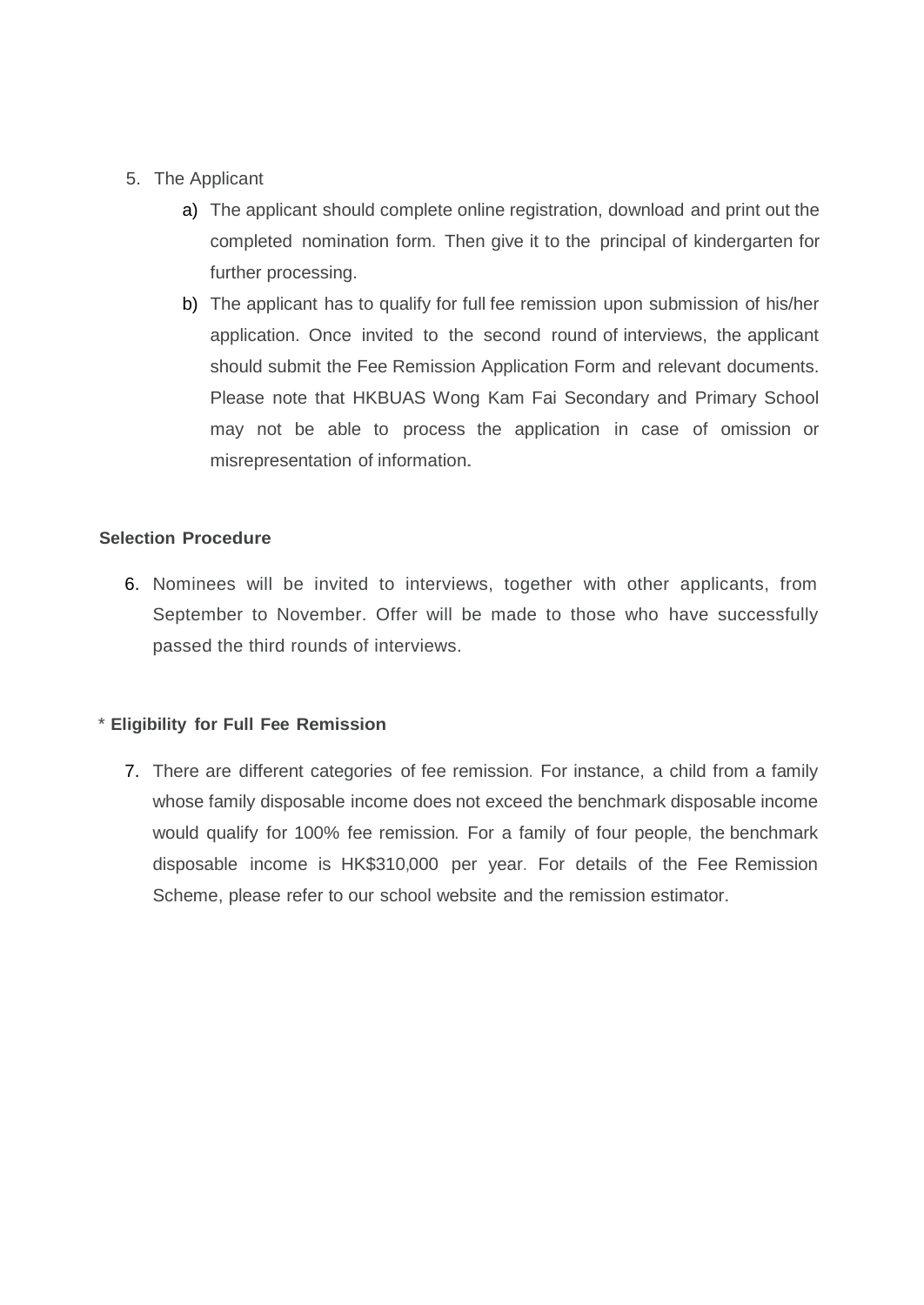5. The Applicant
    a) The applicant should complete online registration, download and print out the completed nomination form. Then give it to the principal of kindergarten for further processing.
    b) The applicant has to qualify for full fee remission upon submission of his/her application. Once invited to the second round of interviews, the applicant should submit the Fee Remission Application Form and relevant documents. Please note that HKBUAS Wong Kam Fai Secondary and Primary School may not be able to process the application in case of omission or misrepresentation of information.

**Selection Procedure**

6. Nominees will be invited to interviews, together with other applicants, from September to November. Offer will be made to those who have successfully passed the third rounds of interviews.

\* **Eligibility for Full Fee Remission**

7. There are different categories of fee remission. For instance, a child from a family whose family disposable income does not exceed the benchmark disposable income would qualify for 100% fee remission. For a family of four people, the benchmark disposable income is HK$310,000 per year. For details of the Fee Remission Scheme, please refer to our school website and the remission estimator.